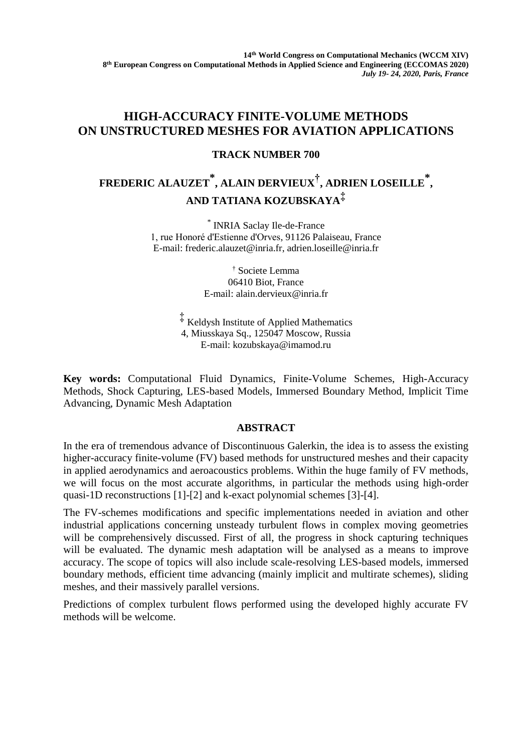14th World Congress on Computational Mechanics (WCCM XIV)
8th European Congress on Computational Methods in Applied Science and Engineering (ECCOMAS 2020)
*July 19- 24, 2020, Paris, France*

# HIGH-ACCURACY FINITE-VOLUME METHODS ON UNSTRUCTURED MESHES FOR AVIATION APPLICATIONS

## TRACK NUMBER 700

**FREDERIC ALAUZET[*], ALAIN DERVIEUX[†], ADRIEN LOSEILLE[*], AND TATIANA KOZUBSKAYA[‡]**

[*] INRIA Saclay Ile-de-France
1, rue Honoré d'Estienne d'Orves, 91126 Palaiseau, France
E-mail: frederic.alauzet@inria.fr, adrien.loseille@inria.fr

[†] Societe Lemma
06410 Biot, France
E-mail: alain.dervieux@inria.fr

[‡] Keldysh Institute of Applied Mathematics
4, Miusskaya Sq., 125047 Moscow, Russia
E-mail: kozubskaya@imamod.ru

**Key words:** Computational Fluid Dynamics, Finite-Volume Schemes, High-Accuracy Methods, Shock Capturing, LES-based Models, Immersed Boundary Method, Implicit Time Advancing, Dynamic Mesh Adaptation

## ABSTRACT

In the era of tremendous advance of Discontinuous Galerkin, the idea is to assess the existing higher-accuracy finite-volume (FV) based methods for unstructured meshes and their capacity in applied aerodynamics and aeroacoustics problems. Within the huge family of FV methods, we will focus on the most accurate algorithms, in particular the methods using high-order quasi-1D reconstructions [1]-[2] and k-exact polynomial schemes [3]-[4].

The FV-schemes modifications and specific implementations needed in aviation and other industrial applications concerning unsteady turbulent flows in complex moving geometries will be comprehensively discussed. First of all, the progress in shock capturing techniques will be evaluated. The dynamic mesh adaptation will be analysed as a means to improve accuracy. The scope of topics will also include scale-resolving LES-based models, immersed boundary methods, efficient time advancing (mainly implicit and multirate schemes), sliding meshes, and their massively parallel versions.

Predictions of complex turbulent flows performed using the developed highly accurate FV methods will be welcome.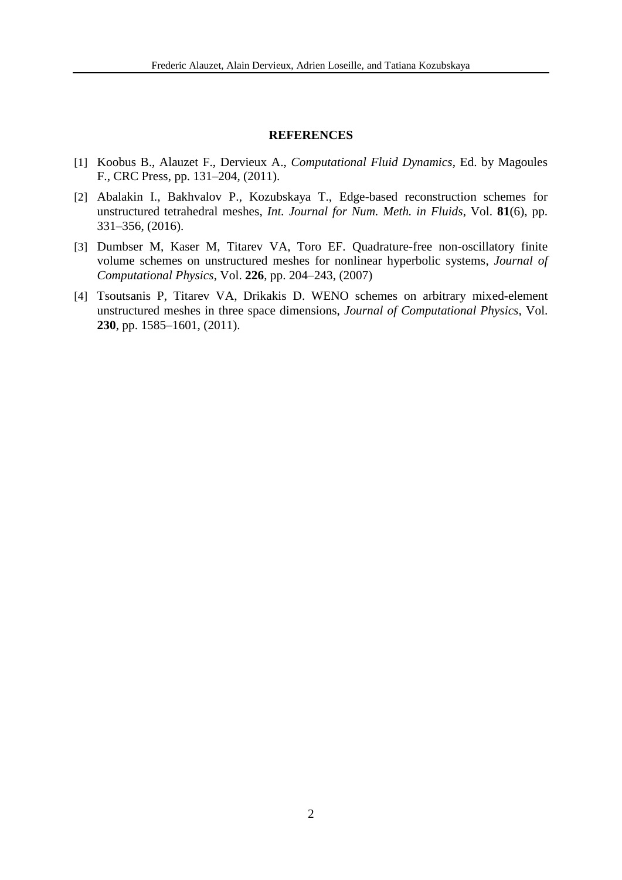**REFERENCES**

[1] Koobus B., Alauzet F., Dervieux A., *Computational Fluid Dynamics*, Ed. by Magoules F., CRC Press, pp. 131–204, (2011).

[2] Abalakin I., Bakhvalov P., Kozubskaya T., Edge-based reconstruction schemes for unstructured tetrahedral meshes, *Int. Journal for Num. Meth. in Fluids*, Vol. **81**(6), pp. 331–356, (2016).

[3] Dumbser M, Kaser M, Titarev VA, Toro EF. Quadrature-free non-oscillatory finite volume schemes on unstructured meshes for nonlinear hyperbolic systems, *Journal of Computational Physics*, Vol. **226**, pp. 204–243, (2007)

[4] Tsoutsanis P, Titarev VA, Drikakis D. WENO schemes on arbitrary mixed-element unstructured meshes in three space dimensions, *Journal of Computational Physics*, Vol. **230**, pp. 1585–1601, (2011).